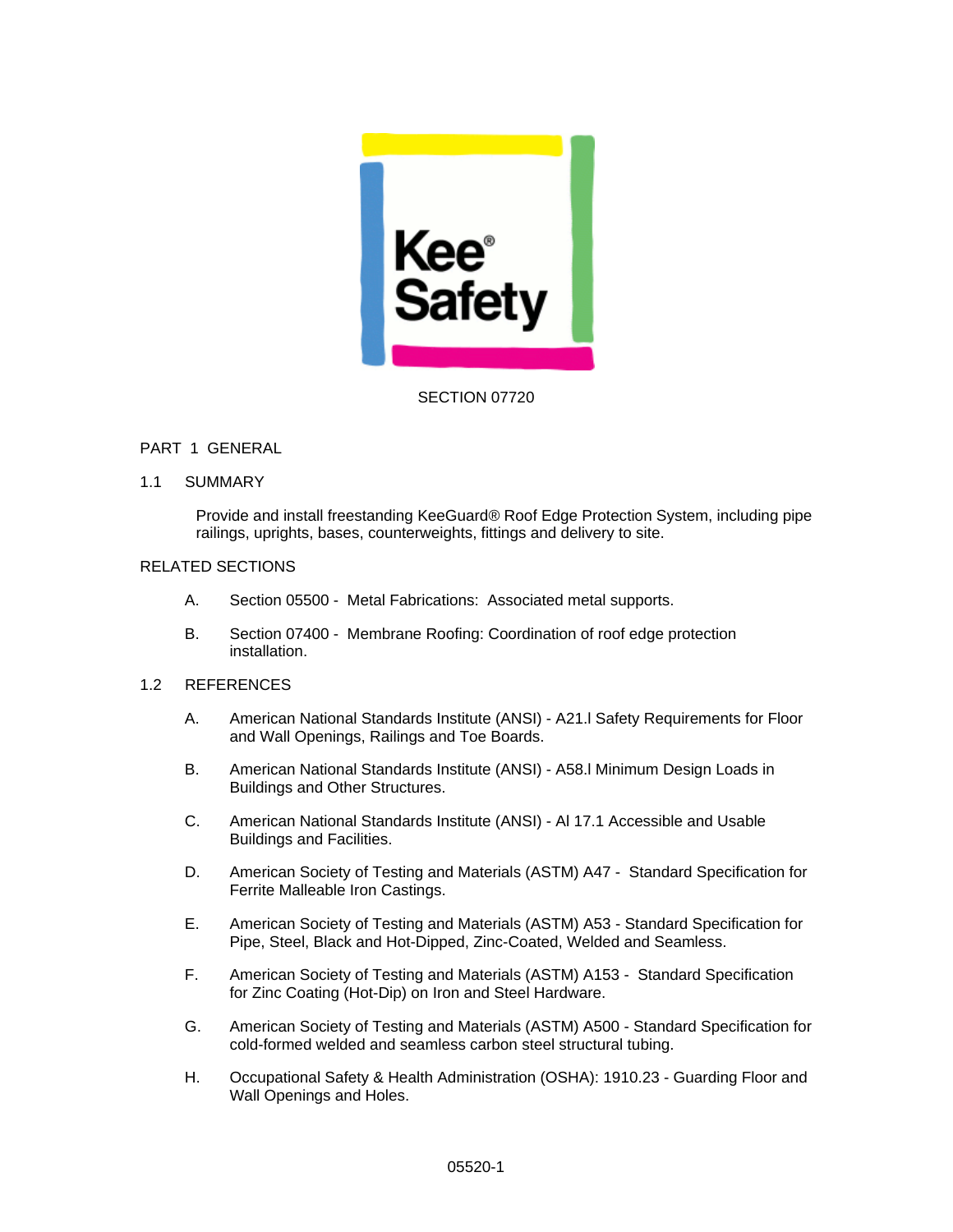# SECTION 07720

## PART 1 GENERAL

### 1.1 SUMMARY

Provide and install freestanding KeeGuard® Roof Edge Protection System, including pipe railings, uprights, bases, counterweights, fittings and delivery to site.

### RELATED SECTIONS

A. Section 05500 - Metal Fabrications: Associated metal supports.

B. Section 07400 - Membrane Roofing: Coordination of roof edge protection installation.

### 1.2 REFERENCES

A. American National Standards Institute (ANSI) - A21.l Safety Requirements for Floor and Wall Openings, Railings and Toe Boards.

B. American National Standards Institute (ANSI) - A58.l Minimum Design Loads in Buildings and Other Structures.

C. American National Standards Institute (ANSI) - Al 17.1 Accessible and Usable Buildings and Facilities.

D. American Society of Testing and Materials (ASTM) A47 - Standard Specification for Ferrite Malleable Iron Castings.

E. American Society of Testing and Materials (ASTM) A53 - Standard Specification for Pipe, Steel, Black and Hot-Dipped, Zinc-Coated, Welded and Seamless.

F. American Society of Testing and Materials (ASTM) A153 - Standard Specification for Zinc Coating (Hot-Dip) on Iron and Steel Hardware.

G. American Society of Testing and Materials (ASTM) A500 - Standard Specification for cold-formed welded and seamless carbon steel structural tubing.

H. Occupational Safety & Health Administration (OSHA): 1910.23 - Guarding Floor and Wall Openings and Holes.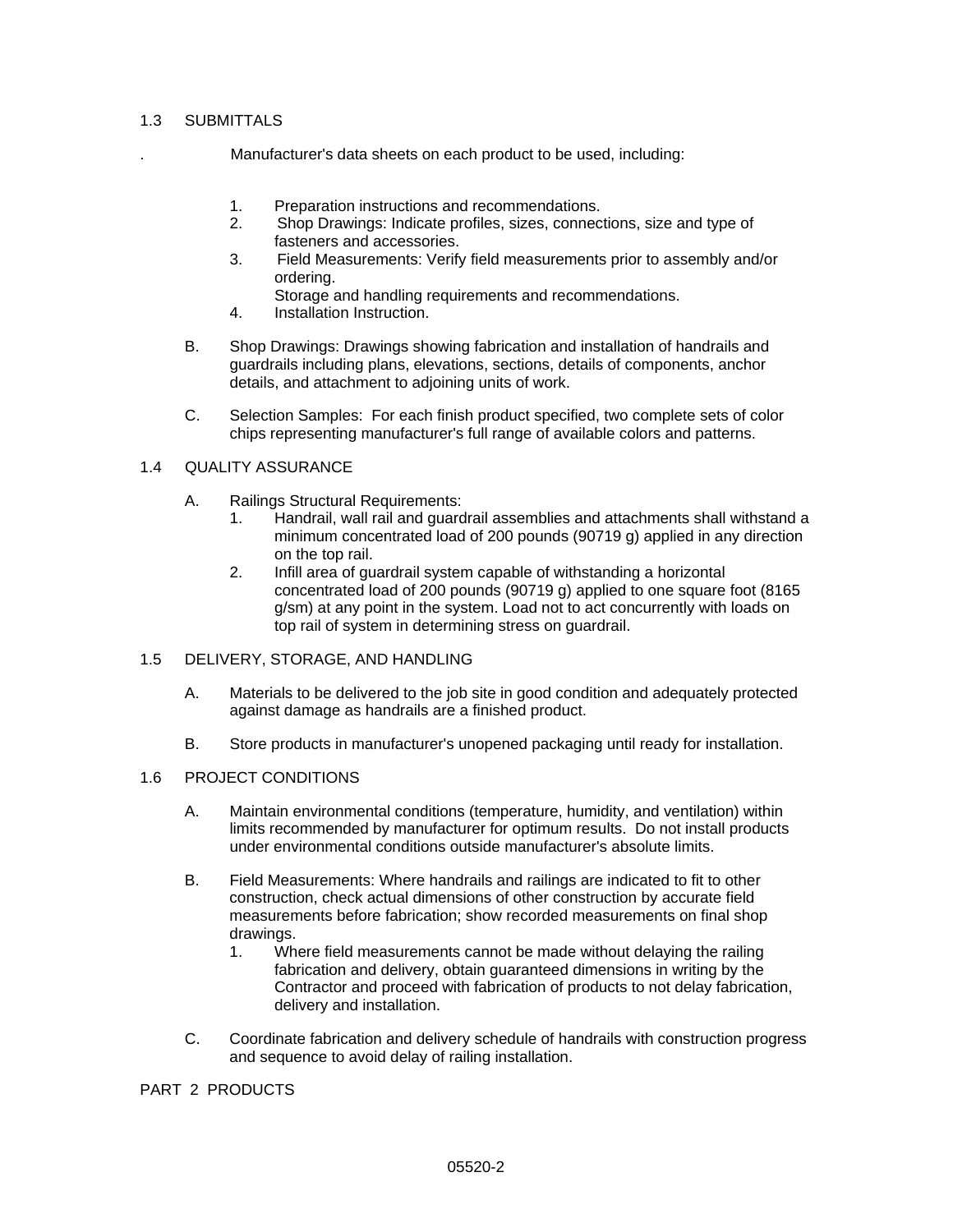## 1.3 SUBMITTALS

. Manufacturer's data sheets on each product to be used, including:

1. Preparation instructions and recommendations.
2. Shop Drawings: Indicate profiles, sizes, connections, size and type of fasteners and accessories.
3. Field Measurements: Verify field measurements prior to assembly and/or ordering.
   Storage and handling requirements and recommendations.
4. Installation Instruction.

B. Shop Drawings: Drawings showing fabrication and installation of handrails and guardrails including plans, elevations, sections, details of components, anchor details, and attachment to adjoining units of work.

C. Selection Samples: For each finish product specified, two complete sets of color chips representing manufacturer's full range of available colors and patterns.

## 1.4 QUALITY ASSURANCE

A. Railings Structural Requirements:
   1. Handrail, wall rail and guardrail assemblies and attachments shall withstand a minimum concentrated load of 200 pounds (90719 g) applied in any direction on the top rail.
   2. Infill area of guardrail system capable of withstanding a horizontal concentrated load of 200 pounds (90719 g) applied to one square foot (8165 g/sm) at any point in the system. Load not to act concurrently with loads on top rail of system in determining stress on guardrail.

## 1.5 DELIVERY, STORAGE, AND HANDLING

A. Materials to be delivered to the job site in good condition and adequately protected against damage as handrails are a finished product.

B. Store products in manufacturer's unopened packaging until ready for installation.

## 1.6 PROJECT CONDITIONS

A. Maintain environmental conditions (temperature, humidity, and ventilation) within limits recommended by manufacturer for optimum results. Do not install products under environmental conditions outside manufacturer's absolute limits.

B. Field Measurements: Where handrails and railings are indicated to fit to other construction, check actual dimensions of other construction by accurate field measurements before fabrication; show recorded measurements on final shop drawings.
   1. Where field measurements cannot be made without delaying the railing fabrication and delivery, obtain guaranteed dimensions in writing by the Contractor and proceed with fabrication of products to not delay fabrication, delivery and installation.

C. Coordinate fabrication and delivery schedule of handrails with construction progress and sequence to avoid delay of railing installation.

# PART 2 PRODUCTS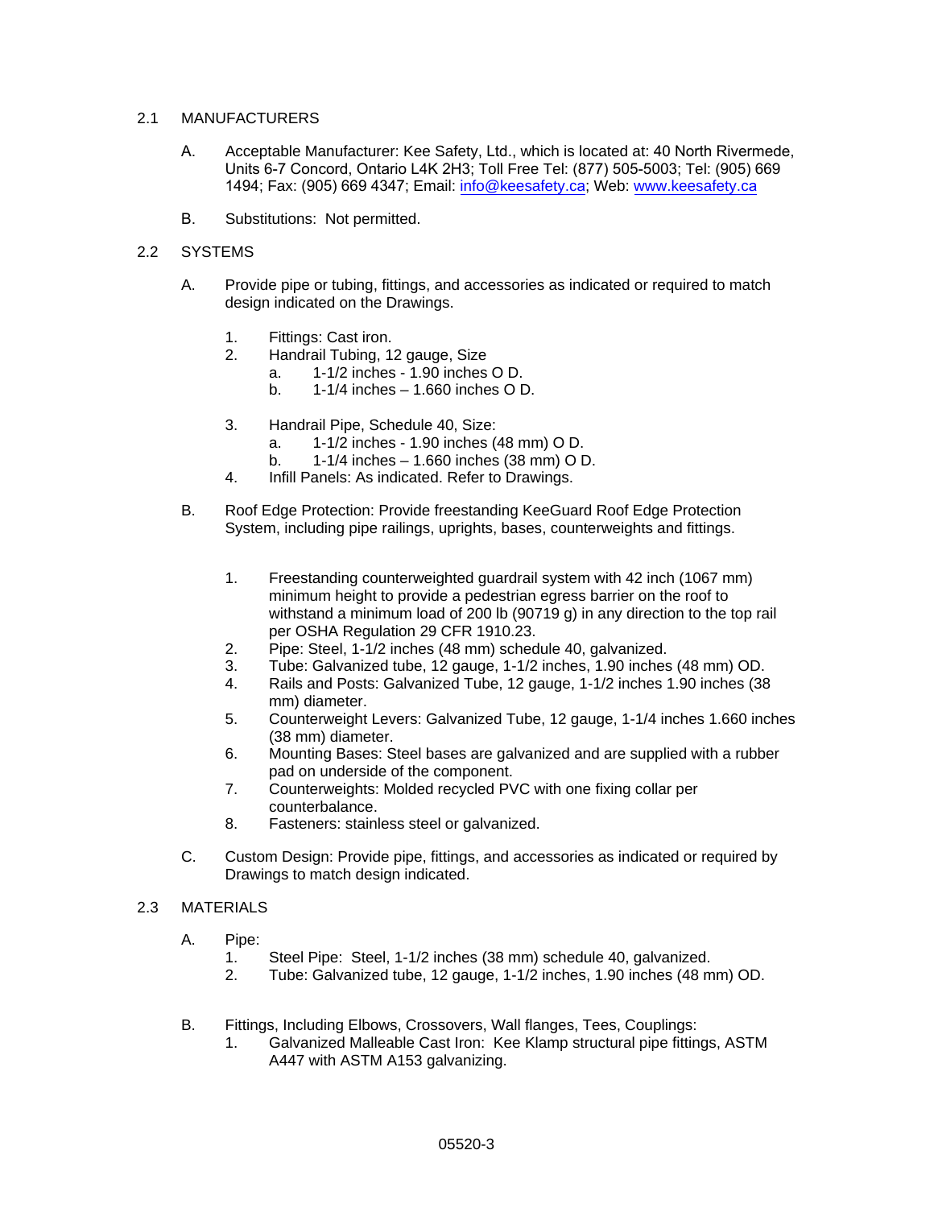## 2.1 MANUFACTURERS

A. Acceptable Manufacturer: Kee Safety, Ltd., which is located at: 40 North Rivermede, Units 6-7 Concord, Ontario L4K 2H3; Toll Free Tel: (877) 505-5003; Tel: (905) 669 1494; Fax: (905) 669 4347; Email: info@keesafety.ca; Web: www.keesafety.ca

B. Substitutions: Not permitted.

## 2.2 SYSTEMS

A. Provide pipe or tubing, fittings, and accessories as indicated or required to match design indicated on the Drawings.

1. Fittings: Cast iron.
2. Handrail Tubing, 12 gauge, Size
   a. 1-1/2 inches - 1.90 inches O D.
   b. 1-1/4 inches – 1.660 inches O D.
3. Handrail Pipe, Schedule 40, Size:
   a. 1-1/2 inches - 1.90 inches (48 mm) O D.
   b. 1-1/4 inches – 1.660 inches (38 mm) O D.
4. Infill Panels: As indicated. Refer to Drawings.

B. Roof Edge Protection: Provide freestanding KeeGuard Roof Edge Protection System, including pipe railings, uprights, bases, counterweights and fittings.

1. Freestanding counterweighted guardrail system with 42 inch (1067 mm) minimum height to provide a pedestrian egress barrier on the roof to withstand a minimum load of 200 lb (90719 g) in any direction to the top rail per OSHA Regulation 29 CFR 1910.23.
2. Pipe: Steel, 1-1/2 inches (48 mm) schedule 40, galvanized.
3. Tube: Galvanized tube, 12 gauge, 1-1/2 inches, 1.90 inches (48 mm) OD.
4. Rails and Posts: Galvanized Tube, 12 gauge, 1-1/2 inches 1.90 inches (38 mm) diameter.
5. Counterweight Levers: Galvanized Tube, 12 gauge, 1-1/4 inches 1.660 inches (38 mm) diameter.
6. Mounting Bases: Steel bases are galvanized and are supplied with a rubber pad on underside of the component.
7. Counterweights: Molded recycled PVC with one fixing collar per counterbalance.
8. Fasteners: stainless steel or galvanized.

C. Custom Design: Provide pipe, fittings, and accessories as indicated or required by Drawings to match design indicated.

## 2.3 MATERIALS

A. Pipe:
1. Steel Pipe: Steel, 1-1/2 inches (38 mm) schedule 40, galvanized.
2. Tube: Galvanized tube, 12 gauge, 1-1/2 inches, 1.90 inches (48 mm) OD.

B. Fittings, Including Elbows, Crossovers, Wall flanges, Tees, Couplings:
1. Galvanized Malleable Cast Iron: Kee Klamp structural pipe fittings, ASTM A447 with ASTM A153 galvanizing.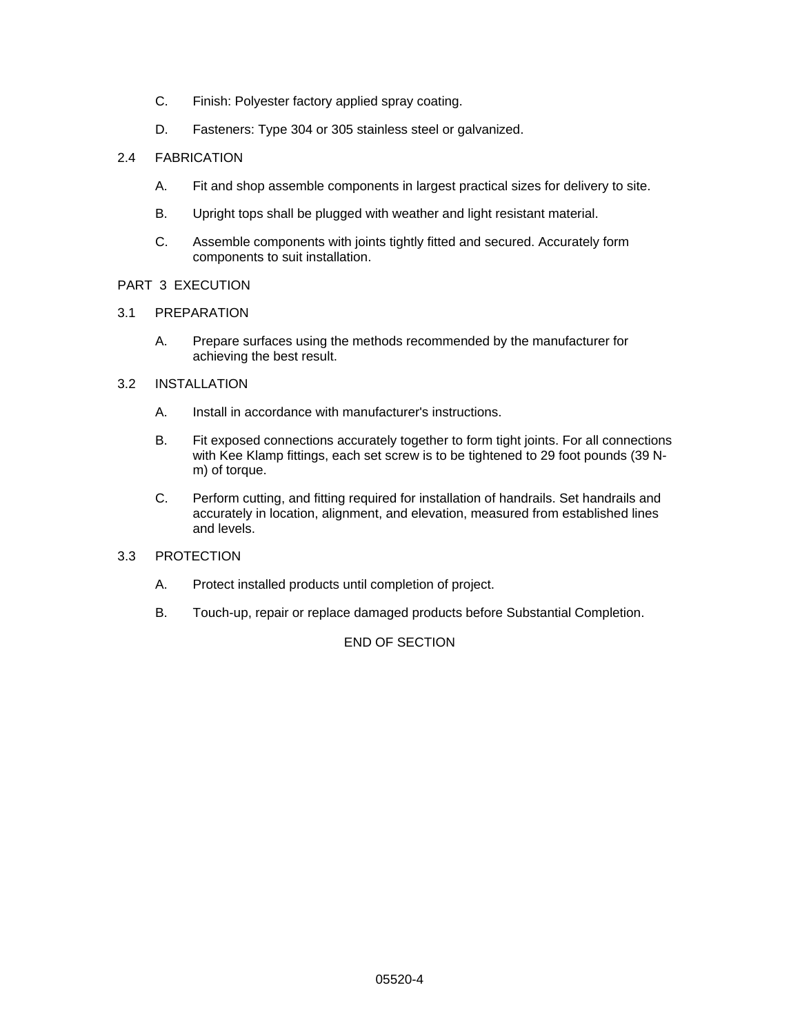C. Finish: Polyester factory applied spray coating.

D. Fasteners: Type 304 or 305 stainless steel or galvanized.

## 2.4 FABRICATION

A. Fit and shop assemble components in largest practical sizes for delivery to site.

B. Upright tops shall be plugged with weather and light resistant material.

C. Assemble components with joints tightly fitted and secured. Accurately form components to suit installation.

# PART 3 EXECUTION

## 3.1 PREPARATION

A. Prepare surfaces using the methods recommended by the manufacturer for achieving the best result.

## 3.2 INSTALLATION

A. Install in accordance with manufacturer's instructions.

B. Fit exposed connections accurately together to form tight joints. For all connections with Kee Klamp fittings, each set screw is to be tightened to 29 foot pounds (39 N-m) of torque.

C. Perform cutting, and fitting required for installation of handrails. Set handrails and accurately in location, alignment, and elevation, measured from established lines and levels.

## 3.3 PROTECTION

A. Protect installed products until completion of project.

B. Touch-up, repair or replace damaged products before Substantial Completion.

END OF SECTION